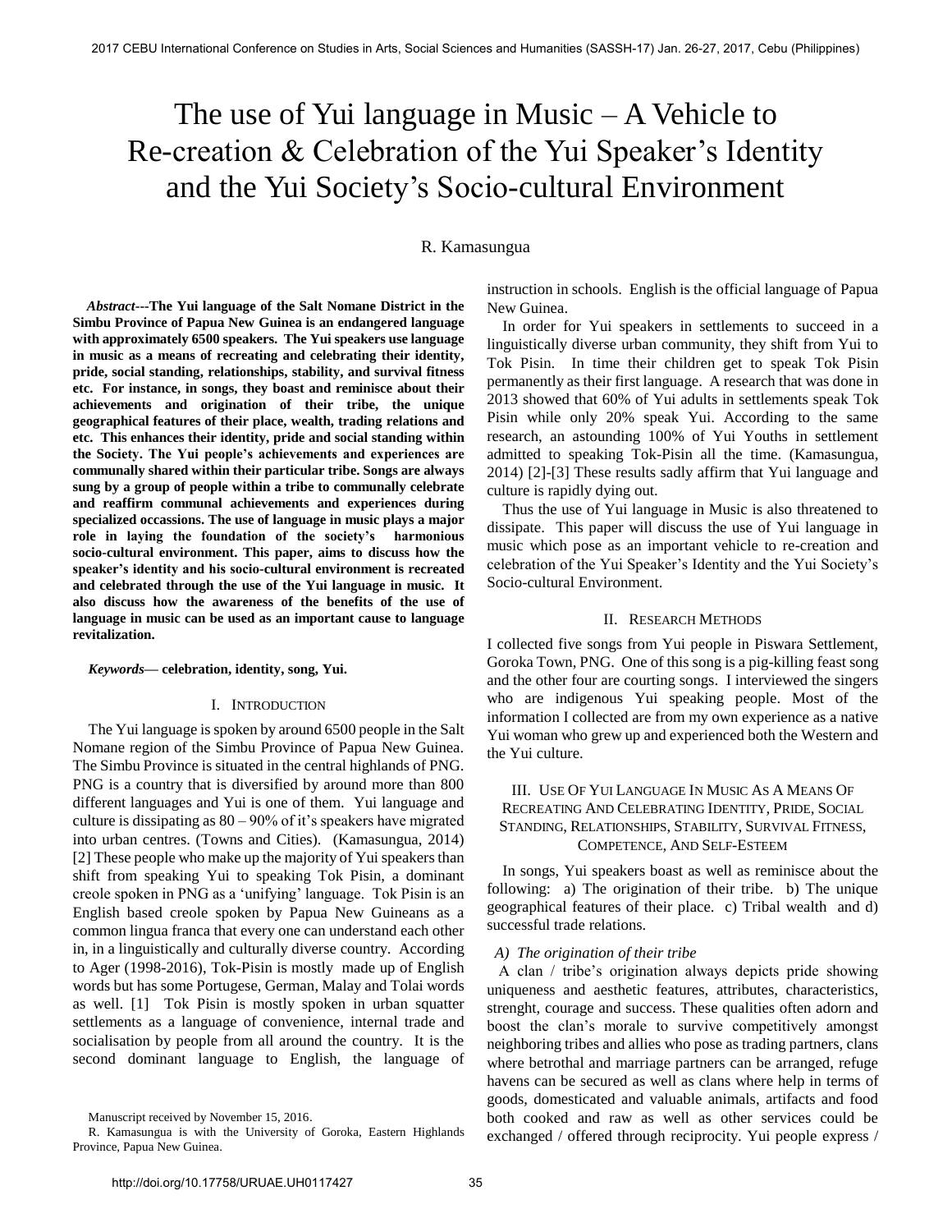# The use of Yui language in Music – A Vehicle to Re-creation & Celebration of the Yui Speaker's Identity and the Yui Society's Socio-cultural Environment

R. Kamasungua

***Abstract*---The Yui language of the Salt Nomane District in the Simbu Province of Papua New Guinea is an endangered language with approximately 6500 speakers. The Yui speakers use language in music as a means of recreating and celebrating their identity, pride, social standing, relationships, stability, and survival fitness etc. For instance, in songs, they boast and reminisce about their achievements and origination of their tribe, the unique geographical features of their place, wealth, trading relations and etc. This enhances their identity, pride and social standing within the Society. The Yui people's achievements and experiences are communally shared within their particular tribe. Songs are always sung by a group of people within a tribe to communally celebrate and reaffirm communal achievements and experiences during specialized occassions. The use of language in music plays a major role in laying the foundation of the society's harmonious socio-cultural environment. This paper, aims to discuss how the speaker's identity and his socio-cultural environment is recreated and celebrated through the use of the Yui language in music. It also discuss how the awareness of the benefits of the use of language in music can be used as an important cause to language revitalization.**

***Keywords*— celebration, identity, song, Yui.**

## I. Introduction

The Yui language is spoken by around 6500 people in the Salt Nomane region of the Simbu Province of Papua New Guinea. The Simbu Province is situated in the central highlands of PNG. PNG is a country that is diversified by around more than 800 different languages and Yui is one of them. Yui language and culture is dissipating as 80 – 90% of it's speakers have migrated into urban centres. (Towns and Cities). (Kamasungua, 2014) [2] These people who make up the majority of Yui speakers than shift from speaking Yui to speaking Tok Pisin, a dominant creole spoken in PNG as a 'unifying' language. Tok Pisin is an English based creole spoken by Papua New Guineans as a common lingua franca that every one can understand each other in, in a linguistically and culturally diverse country. According to Ager (1998-2016), Tok-Pisin is mostly made up of English words but has some Portugese, German, Malay and Tolai words as well. [1] Tok Pisin is mostly spoken in urban squatter settlements as a language of convenience, internal trade and socialisation by people from all around the country. It is the second dominant language to English, the language of instruction in schools. English is the official language of Papua New Guinea.

In order for Yui speakers in settlements to succeed in a linguistically diverse urban community, they shift from Yui to Tok Pisin. In time their children get to speak Tok Pisin permanently as their first language. A research that was done in 2013 showed that 60% of Yui adults in settlements speak Tok Pisin while only 20% speak Yui. According to the same research, an astounding 100% of Yui Youths in settlement admitted to speaking Tok-Pisin all the time. (Kamasungua, 2014) [2]-[3] These results sadly affirm that Yui language and culture is rapidly dying out.

Thus the use of Yui language in Music is also threatened to dissipate. This paper will discuss the use of Yui language in music which pose as an important vehicle to re-creation and celebration of the Yui Speaker's Identity and the Yui Society's Socio-cultural Environment.

## II. Research Methods

I collected five songs from Yui people in Piswara Settlement, Goroka Town, PNG. One of this song is a pig-killing feast song and the other four are courting songs. I interviewed the singers who are indigenous Yui speaking people. Most of the information I collected are from my own experience as a native Yui woman who grew up and experienced both the Western and the Yui culture.

## III. Use Of Yui Language In Music As A Means Of Recreating And Celebrating Identity, Pride, Social Standing, Relationships, Stability, Survival Fitness, Competence, And Self-Esteem

In songs, Yui speakers boast as well as reminisce about the following: a) The origination of their tribe. b) The unique geographical features of their place. c) Tribal wealth and d) successful trade relations.

### *A) The origination of their tribe*

A clan / tribe's origination always depicts pride showing uniqueness and aesthetic features, attributes, characteristics, strenght, courage and success. These qualities often adorn and boost the clan's morale to survive competitively amongst neighboring tribes and allies who pose as trading partners, clans where betrothal and marriage partners can be arranged, refuge havens can be secured as well as clans where help in terms of goods, domesticated and valuable animals, artifacts and food both cooked and raw as well as other services could be exchanged / offered through reciprocity. Yui people express /

Manuscript received by November 15, 2016.

R. Kamasungua is with the University of Goroka, Eastern Highlands Province, Papua New Guinea.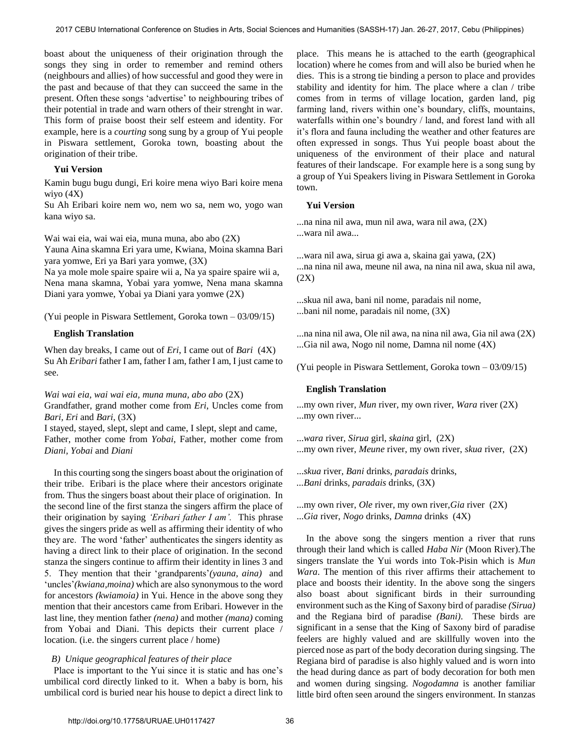boast about the uniqueness of their origination through the songs they sing in order to remember and remind others (neighbours and allies) of how successful and good they were in the past and because of that they can succeed the same in the present. Often these songs 'advertise' to neighbouring tribes of their potential in trade and warn others of their strenght in war. This form of praise boost their self esteem and identity. For example, here is a *courting* song sung by a group of Yui people in Piswara settlement, Goroka town, boasting about the origination of their tribe.

**Yui Version**

Kamin bugu bugu dungi, Eri koire mena wiyo Bari koire mena wiyo (4X)
Su Ah Eribari koire nem wo, nem wo sa, nem wo, yogo wan kana wiyo sa.

Wai wai eia, wai wai eia, muna muna, abo abo (2X)
Yauna Aina skamna Eri yara ume, Kwiana, Moina skamna Bari yara yomwe, Eri ya Bari yara yomwe, (3X)
Na ya mole mole spaire spaire wii a, Na ya spaire spaire wii a, Nena mana skamna, Yobai yara yomwe, Nena mana skamna Diani yara yomwe, Yobai ya Diani yara yomwe (2X)

(Yui people in Piswara Settlement, Goroka town – 03/09/15)

**English Translation**

When day breaks, I came out of *Eri*, I came out of *Bari* (4X)
Su Ah *Eribari* father I am, father I am, father I am, I just came to see.

*Wai wai eia, wai wai eia, muna muna, abo abo* (2X)
Grandfather, grand mother come from *Eri*, Uncles come from *Bari*, *Eri* and *Bari*, (3X)
I stayed, stayed, slept, slept and came, I slept, slept and came, Father, mother come from *Yobai*, Father, mother come from *Diani*, *Yobai* and *Diani*

In this courting song the singers boast about the origination of their tribe. Eribari is the place where their ancestors originate from. Thus the singers boast about their place of origination. In the second line of the first stanza the singers affirm the place of their origination by saying *'Eribari father I am'.* This phrase gives the singers pride as well as affirming their identity of who they are. The word 'father' authenticates the singers identity as having a direct link to their place of origination. In the second stanza the singers continue to affirm their identity in lines 3 and 5. They mention that their 'grandparents'*(yauna, aina)* and 'uncles'*(kwiana,moina)* which are also synonymous to the word for ancestors *(kwiamoia)* in Yui. Hence in the above song they mention that their ancestors came from Eribari. However in the last line, they mention father *(nena)* and mother *(mana)* coming from Yobai and Diani. This depicts their current place / location. (i.e. the singers current place / home)

### *B) Unique geographical features of their place*

Place is important to the Yui since it is static and has one's umbilical cord directly linked to it. When a baby is born, his umbilical cord is buried near his house to depict a direct link to place. This means he is attached to the earth (geographical location) where he comes from and will also be buried when he dies. This is a strong tie binding a person to place and provides stability and identity for him. The place where a clan / tribe comes from in terms of village location, garden land, pig farming land, rivers within one's boundary, cliffs, mountains, waterfalls within one's boundry / land, and forest land with all it's flora and fauna including the weather and other features are often expressed in songs. Thus Yui people boast about the uniqueness of the environment of their place and natural features of their landscape. For example here is a song sung by a group of Yui Speakers living in Piswara Settlement in Goroka town.

**Yui Version**

...na nina nil awa, mun nil awa, wara nil awa, (2X)
...wara nil awa...

...wara nil awa, sirua gi awa a, skaina gai yawa, (2X)
...na nina nil awa, meune nil awa, na nina nil awa, skua nil awa, (2X)

...skua nil awa, bani nil nome, paradais nil nome,
...bani nil nome, paradais nil nome, (3X)

...na nina nil awa, Ole nil awa, na nina nil awa, Gia nil awa (2X)
...Gia nil awa, Nogo nil nome, Damna nil nome (4X)

(Yui people in Piswara Settlement, Goroka town – 03/09/15)

**English Translation**

...my own river, *Mun* river, my own river, *Wara* river (2X)
...my own river...

...*wara* river, *Sirua* girl, *skaina* girl, (2X)
...my own river, *Meune* river, my own river, *skua* river, (2X)

...*skua* river, *Bani* drinks, *paradais* drinks,
...*Bani* drinks, *paradais* drinks, (3X)

...my own river, *Ole* river, my own river,*Gia* river (2X)
...*Gia* river, *Nogo* drinks, *Damna* drinks (4X)

In the above song the singers mention a river that runs through their land which is called *Haba Nir* (Moon River).The singers translate the Yui words into Tok-Pisin which is *Mun Wara*. The mention of this river affirms their attachement to place and boosts their identity. In the above song the singers also boast about significant birds in their surrounding environment such as the King of Saxony bird of paradise *(Sirua)* and the Regiana bird of paradise *(Bani)*. These birds are significant in a sense that the King of Saxony bird of paradise feelers are highly valued and are skillfully woven into the pierced nose as part of the body decoration during singsing. The Regiana bird of paradise is also highly valued and is worn into the head during dance as part of body decoration for both men and women during singsing. *Nogodamna* is another familiar little bird often seen around the singers environment. In stanzas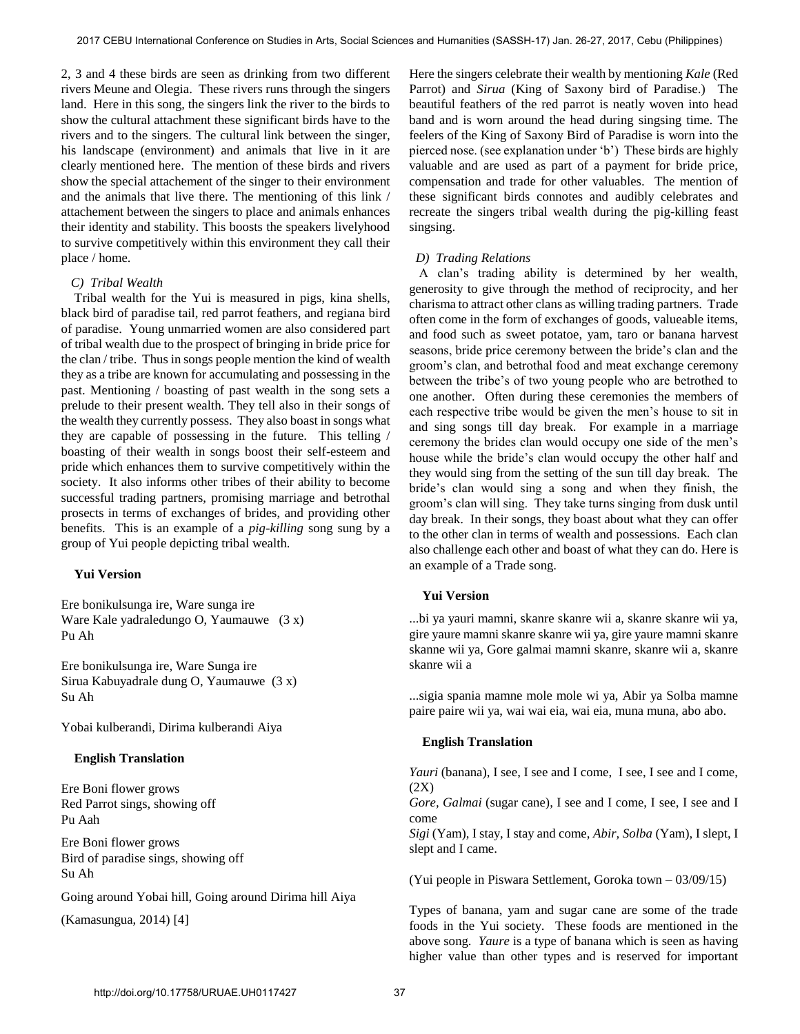2, 3 and 4 these birds are seen as drinking from two different rivers Meune and Olegia. These rivers runs through the singers land. Here in this song, the singers link the river to the birds to show the cultural attachment these significant birds have to the rivers and to the singers. The cultural link between the singer, his landscape (environment) and animals that live in it are clearly mentioned here. The mention of these birds and rivers show the special attachement of the singer to their environment and the animals that live there. The mentioning of this link / attachement between the singers to place and animals enhances their identity and stability. This boosts the speakers livelyhood to survive competitively within this environment they call their place / home.

### C) Tribal Wealth

Tribal wealth for the Yui is measured in pigs, kina shells, black bird of paradise tail, red parrot feathers, and regiana bird of paradise. Young unmarried women are also considered part of tribal wealth due to the prospect of bringing in bride price for the clan / tribe. Thus in songs people mention the kind of wealth they as a tribe are known for accumulating and possessing in the past. Mentioning / boasting of past wealth in the song sets a prelude to their present wealth. They tell also in their songs of the wealth they currently possess. They also boast in songs what they are capable of possessing in the future. This telling / boasting of their wealth in songs boost their self-esteem and pride which enhances them to survive competitively within the society. It also informs other tribes of their ability to become successful trading partners, promising marriage and betrothal prosects in terms of exchanges of brides, and providing other benefits. This is an example of a *pig-killing* song sung by a group of Yui people depicting tribal wealth.

**Yui Version**

Ere bonikulsunga ire, Ware sunga ire
Ware Kale yadraledungo O, Yaumauwe (3 x)
Pu Ah

Ere bonikulsunga ire, Ware Sunga ire
Sirua Kabuyadrale dung O, Yaumauwe (3 x)
Su Ah

Yobai kulberandi, Dirima kulberandi Aiya

**English Translation**

Ere Boni flower grows
Red Parrot sings, showing off
Pu Aah

Ere Boni flower grows
Bird of paradise sings, showing off
Su Ah

Going around Yobai hill, Going around Dirima hill Aiya

(Kamasungua, 2014) [4]

Here the singers celebrate their wealth by mentioning *Kale* (Red Parrot) and *Sirua* (King of Saxony bird of Paradise.) The beautiful feathers of the red parrot is neatly woven into head band and is worn around the head during singsing time. The feelers of the King of Saxony Bird of Paradise is worn into the pierced nose. (see explanation under 'b') These birds are highly valuable and are used as part of a payment for bride price, compensation and trade for other valuables. The mention of these significant birds connotes and audibly celebrates and recreate the singers tribal wealth during the pig-killing feast singsing.

### D) Trading Relations

A clan's trading ability is determined by her wealth, generosity to give through the method of reciprocity, and her charisma to attract other clans as willing trading partners. Trade often come in the form of exchanges of goods, valueable items, and food such as sweet potatoe, yam, taro or banana harvest seasons, bride price ceremony between the bride's clan and the groom's clan, and betrothal food and meat exchange ceremony between the tribe's of two young people who are betrothed to one another. Often during these ceremonies the members of each respective tribe would be given the men's house to sit in and sing songs till day break. For example in a marriage ceremony the brides clan would occupy one side of the men's house while the bride's clan would occupy the other half and they would sing from the setting of the sun till day break. The bride's clan would sing a song and when they finish, the groom's clan will sing. They take turns singing from dusk until day break. In their songs, they boast about what they can offer to the other clan in terms of wealth and possessions. Each clan also challenge each other and boast of what they can do. Here is an example of a Trade song.

**Yui Version**

...bi ya yauri mamni, skanre skanre wii a, skanre skanre wii ya, gire yaure mamni skanre skanre wii ya, gire yaure mamni skanre skanne wii ya, Gore galmai mamni skanre, skanre wii a, skanre skanre wii a

...sigia spania mamne mole mole wi ya, Abir ya Solba mamne paire paire wii ya, wai wai eia, wai eia, muna muna, abo abo.

**English Translation**

*Yauri* (banana), I see, I see and I come, I see, I see and I come, (2X)
*Gore, Galmai* (sugar cane), I see and I come, I see, I see and I come
*Sigi* (Yam), I stay, I stay and come, *Abir, Solba* (Yam), I slept, I slept and I came.

(Yui people in Piswara Settlement, Goroka town – 03/09/15)

Types of banana, yam and sugar cane are some of the trade foods in the Yui society. These foods are mentioned in the above song. *Yaure* is a type of banana which is seen as having higher value than other types and is reserved for important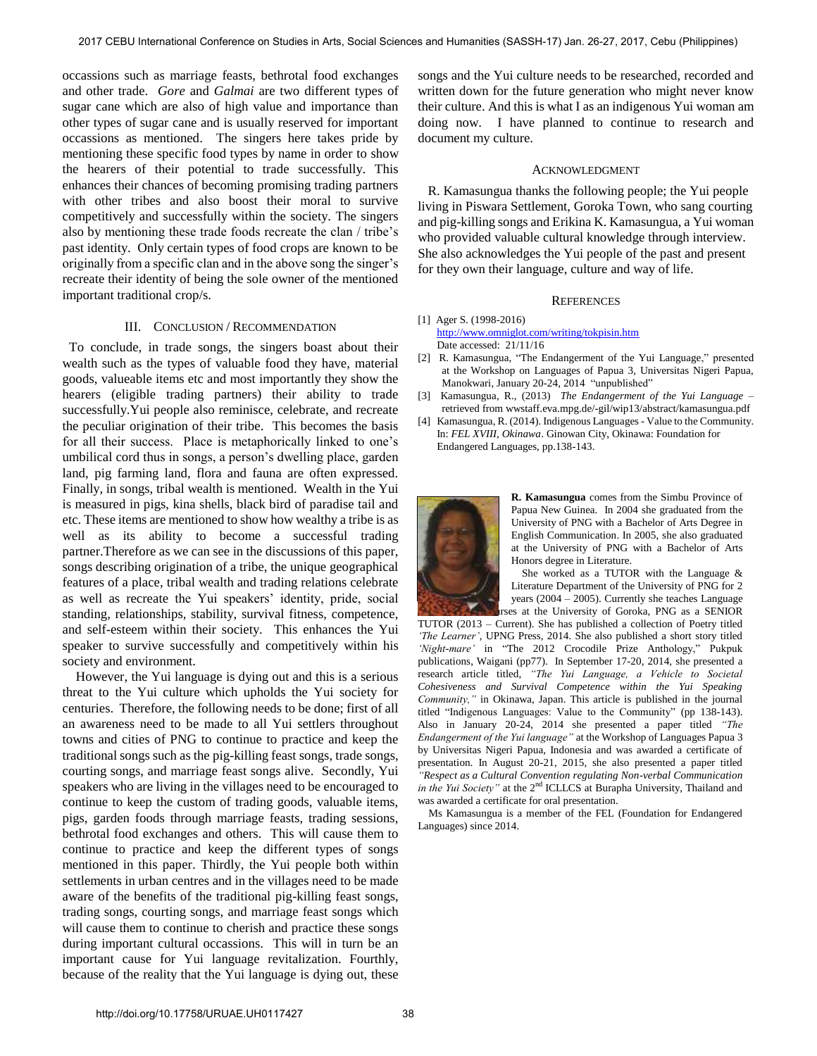occassions such as marriage feasts, bethrotal food exchanges and other trade. *Gore* and *Galmai* are two different types of sugar cane which are also of high value and importance than other types of sugar cane and is usually reserved for important occassions as mentioned. The singers here takes pride by mentioning these specific food types by name in order to show the hearers of their potential to trade successfully. This enhances their chances of becoming promising trading partners with other tribes and also boost their moral to survive competitively and successfully within the society. The singers also by mentioning these trade foods recreate the clan / tribe's past identity. Only certain types of food crops are known to be originally from a specific clan and in the above song the singer's recreate their identity of being the sole owner of the mentioned important traditional crop/s.

## III. CONCLUSION / RECOMMENDATION

To conclude, in trade songs, the singers boast about their wealth such as the types of valuable food they have, material goods, valueable items etc and most importantly they show the hearers (eligible trading partners) their ability to trade successfully.Yui people also reminisce, celebrate, and recreate the peculiar origination of their tribe. This becomes the basis for all their success. Place is metaphorically linked to one's umbilical cord thus in songs, a person's dwelling place, garden land, pig farming land, flora and fauna are often expressed. Finally, in songs, tribal wealth is mentioned. Wealth in the Yui is measured in pigs, kina shells, black bird of paradise tail and etc. These items are mentioned to show how wealthy a tribe is as well as its ability to become a successful trading partner.Therefore as we can see in the discussions of this paper, songs describing origination of a tribe, the unique geographical features of a place, tribal wealth and trading relations celebrate as well as recreate the Yui speakers' identity, pride, social standing, relationships, stability, survival fitness, competence, and self-esteem within their society. This enhances the Yui speaker to survive successfully and competitively within his society and environment.

However, the Yui language is dying out and this is a serious threat to the Yui culture which upholds the Yui society for centuries. Therefore, the following needs to be done; first of all an awareness need to be made to all Yui settlers throughout towns and cities of PNG to continue to practice and keep the traditional songs such as the pig-killing feast songs, trade songs, courting songs, and marriage feast songs alive. Secondly, Yui speakers who are living in the villages need to be encouraged to continue to keep the custom of trading goods, valuable items, pigs, garden foods through marriage feasts, trading sessions, bethrotal food exchanges and others. This will cause them to continue to practice and keep the different types of songs mentioned in this paper. Thirdly, the Yui people both within settlements in urban centres and in the villages need to be made aware of the benefits of the traditional pig-killing feast songs, trading songs, courting songs, and marriage feast songs which will cause them to cherish and practice these songs during important cultural occassions. This will in turn be an important cause for Yui language revitalization. Fourthly, because of the reality that the Yui language is dying out, these songs and the Yui culture needs to be researched, recorded and written down for the future generation who might never know their culture. And this is what I as an indigenous Yui woman am doing now. I have planned to continue to research and document my culture.

## ACKNOWLEDGMENT

R. Kamasungua thanks the following people; the Yui people living in Piswara Settlement, Goroka Town, who sang courting and pig-killing songs and Erikina K. Kamasungua, a Yui woman who provided valuable cultural knowledge through interview. She also acknowledges the Yui people of the past and present for they own their language, culture and way of life.

## REFERENCES

[1] Ager S. (1998-2016) http://www.omniglot.com/writing/tokpisin.htm Date accessed: 21/11/16

[2] R. Kamasungua, "The Endangerment of the Yui Language," presented at the Workshop on Languages of Papua 3, Universitas Nigeri Papua, Manokwari, January 20-24, 2014 "unpublished"

[3] Kamasungua, R., (2013) *The Endangerment of the Yui Language* – retrieved from wwstaff.eva.mpg.de/-gil/wip13/abstract/kamasungua.pdf

[4] Kamasungua, R. (2014). Indigenous Languages - Value to the Community. In: *FEL XVIII, Okinawa*. Ginowan City, Okinawa: Foundation for Endangered Languages, pp.138-143.

**R. Kamasungua** comes from the Simbu Province of Papua New Guinea. In 2004 she graduated from the University of PNG with a Bachelor of Arts Degree in English Communication. In 2005, she also graduated at the University of PNG with a Bachelor of Arts Honors degree in Literature.

She worked as a TUTOR with the Language & Literature Department of the University of PNG for 2 years (2004 – 2005). Currently she teaches Language courses at the University of Goroka, PNG as a SENIOR TUTOR (2013 – Current). She has published a collection of Poetry titled *'The Learner'*, UPNG Press, 2014. She also published a short story titled *'Night-mare'* in "The 2012 Crocodile Prize Anthology," Pukpuk publications, Waigani (pp77). In September 17-20, 2014, she presented a research article titled, *"The Yui Language, a Vehicle to Societal Cohesiveness and Survival Competence within the Yui Speaking Community,"* in Okinawa, Japan. This article is published in the journal titled "Indigenous Languages: Value to the Community" (pp 138-143). Also in January 20-24, 2014 she presented a paper titled *"The Endangerment of the Yui language"* at the Workshop of Languages Papua 3 by Universitas Nigeri Papua, Indonesia and was awarded a certificate of presentation. In August 20-21, 2015, she also presented a paper titled *"Respect as a Cultural Convention regulating Non-verbal Communication in the Yui Society"* at the 2nd ICLLCS at Burapha University, Thailand and was awarded a certificate for oral presentation.

Ms Kamasungua is a member of the FEL (Foundation for Endangered Languages) since 2014.